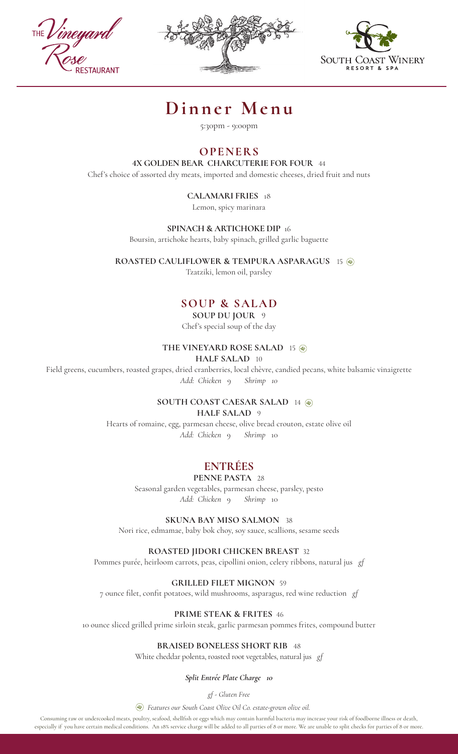# Dinner Menu

5:30pm - 9:00pm

## OPENERS

**4X GOLDEN BEAR CHARCUTERIE FOR FOUR** 44
Chef's choice of assorted dry meats, imported and domestic cheeses, dried fruit and nuts

**CALAMARI FRIES** 18
Lemon, spicy marinara

**SPINACH & ARTICHOKE DIP** 16
Boursin, artichoke hearts, baby spinach, grilled garlic baguette

**ROASTED CAULIFLOWER & TEMPURA ASPARAGUS** 15 ✿
Tzatziki, lemon oil, parsley

## SOUP & SALAD

**SOUP DU JOUR** 9
Chef's special soup of the day

**THE VINEYARD ROSE SALAD** 15 ✿
**HALF SALAD** 10
Field greens, cucumbers, roasted grapes, dried cranberries, local chèvre, candied pecans, white balsamic vinaigrette
*Add: Chicken 9 Shrimp 10*

**SOUTH COAST CAESAR SALAD** 14 ✿
**HALF SALAD** 9
Hearts of romaine, egg, parmesan cheese, olive bread crouton, estate olive oil
*Add: Chicken 9 Shrimp 10*

## ENTRÉES

**PENNE PASTA** 28
Seasonal garden vegetables, parmesan cheese, parsley, pesto
*Add: Chicken 9 Shrimp 10*

**SKUNA BAY MISO SALMON** 38
Nori rice, edmamae, baby bok choy, soy sauce, scallions, sesame seeds

**ROASTED JIDORI CHICKEN BREAST** 32
Pommes purée, heirloom carrots, peas, cipollini onion, celery ribbons, natural jus *gf*

**GRILLED FILET MIGNON** 59
7 ounce filet, confit potatoes, wild mushrooms, asparagus, red wine reduction *gf*

**PRIME STEAK & FRITES** 46
10 ounce sliced grilled prime sirloin steak, garlic parmesan pommes frites, compound butter

**BRAISED BONELESS SHORT RIB** 48
White cheddar polenta, roasted root vegetables, natural jus *gf*

***Split Entrée Plate Charge 10***

*gf - Gluten Free*

✿ *Features our South Coast Olive Oil Co. estate-grown olive oil.*

Consuming raw or undercooked meats, poultry, seafood, shellfish or eggs which may contain harmful bacteria may increase your risk of foodborne illness or death, especially if you have certain medical conditions. An 18% service charge will be added to all parties of 8 or more. We are unable to split checks for parties of 8 or more.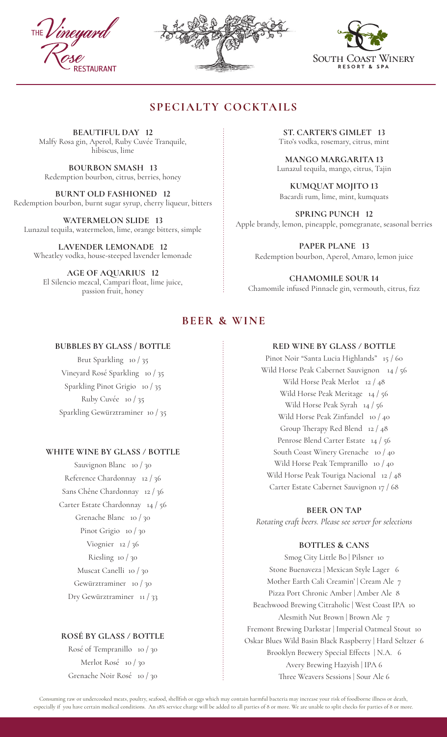# SPECIALTY COCKTAILS

**BEAUTIFUL DAY 12**
Malfy Rosa gin, Aperol, Ruby Cuvée Tranquile, hibiscus, lime

**BOURBON SMASH 13**
Redemption bourbon, citrus, berries, honey

**BURNT OLD FASHIONED 12**
Redemption bourbon, burnt sugar syrup, cherry liqueur, bitters

**WATERMELON SLIDE 13**
Lunazul tequila, watermelon, lime, orange bitters, simple

**LAVENDER LEMONADE 12**
Wheatley vodka, house-steeped lavender lemonade

**AGE OF AQUARIUS 12**
El Silencio mezcal, Campari float, lime juice, passion fruit, honey

**ST. CARTER'S GIMLET 13**
Tito's vodka, rosemary, citrus, mint

**MANGO MARGARITA 13**
Lunazul tequila, mango, citrus, Tajin

**KUMQUAT MOJITO 13**
Bacardi rum, lime, mint, kumquats

**SPRING PUNCH 12**
Apple brandy, lemon, pineapple, pomegranate, seasonal berries

**PAPER PLANE 13**
Redemption bourbon, Aperol, Amaro, lemon juice

**CHAMOMILE SOUR 14**
Chamomile infused Pinnacle gin, vermouth, citrus, fizz

# BEER & WINE

## BUBBLES BY GLASS / BOTTLE

Brut Sparkling 10 / 35
Vineyard Rosé Sparkling 10 / 35
Sparkling Pinot Grigio 10 / 35
Ruby Cuvée 10 / 35
Sparkling Gewürztraminer 10 / 35

## WHITE WINE BY GLASS / BOTTLE

Sauvignon Blanc 10 / 30
Reference Chardonnay 12 / 36
Sans Chêne Chardonnay 12 / 36
Carter Estate Chardonnay 14 / 56
Grenache Blanc 10 / 30
Pinot Grigio 10 / 30
Viognier 12 / 36
Riesling 10 / 30
Muscat Canelli 10 / 30
Gewürztraminer 10 / 30
Dry Gewürztraminer 11 / 33

## ROSÉ BY GLASS / BOTTLE

Rosé of Tempranillo 10 / 30
Merlot Rosé 10 / 30
Grenache Noir Rosé 10 / 30

## RED WINE BY GLASS / BOTTLE

Pinot Noir "Santa Lucia Highlands" 15 / 60
Wild Horse Peak Cabernet Sauvignon 14 / 56
Wild Horse Peak Merlot 12 / 48
Wild Horse Peak Meritage 14 / 56
Wild Horse Peak Syrah 14 / 56
Wild Horse Peak Zinfandel 10 / 40
Group Therapy Red Blend 12 / 48
Penrose Blend Carter Estate 14 / 56
South Coast Winery Grenache 10 / 40
Wild Horse Peak Tempranillo 10 / 40
Wild Horse Peak Touriga Nacional 12 / 48
Carter Estate Cabernet Sauvignon 17 / 68

## BEER ON TAP

*Rotating craft beers. Please see server for selections*

## BOTTLES & CANS

Smog City Little Bo | Pilsner 10
Stone Buenaveza | Mexican Style Lager 6
Mother Earth Cali Creamin' | Cream Ale 7
Pizza Port Chronic Amber | Amber Ale 8
Beachwood Brewing Citraholic | West Coast IPA 10
Alesmith Nut Brown | Brown Ale 7
Fremont Brewing Darkstar | Imperial Oatmeal Stout 10
Oskar Blues Wild Basin Black Raspberry | Hard Seltzer 6
Brooklyn Brewery Special Effects | N.A. 6
Avery Brewing Hazyish | IPA 6
Three Weavers Sessions | Sour Ale 6

Consuming raw or undercooked meats, poultry, seafood, shellfish or eggs which may contain harmful bacteria may increase your risk of foodborne illness or death, especially if you have certain medical conditions. An 18% service charge will be added to all parties of 8 or more. We are unable to split checks for parties of 8 or more.